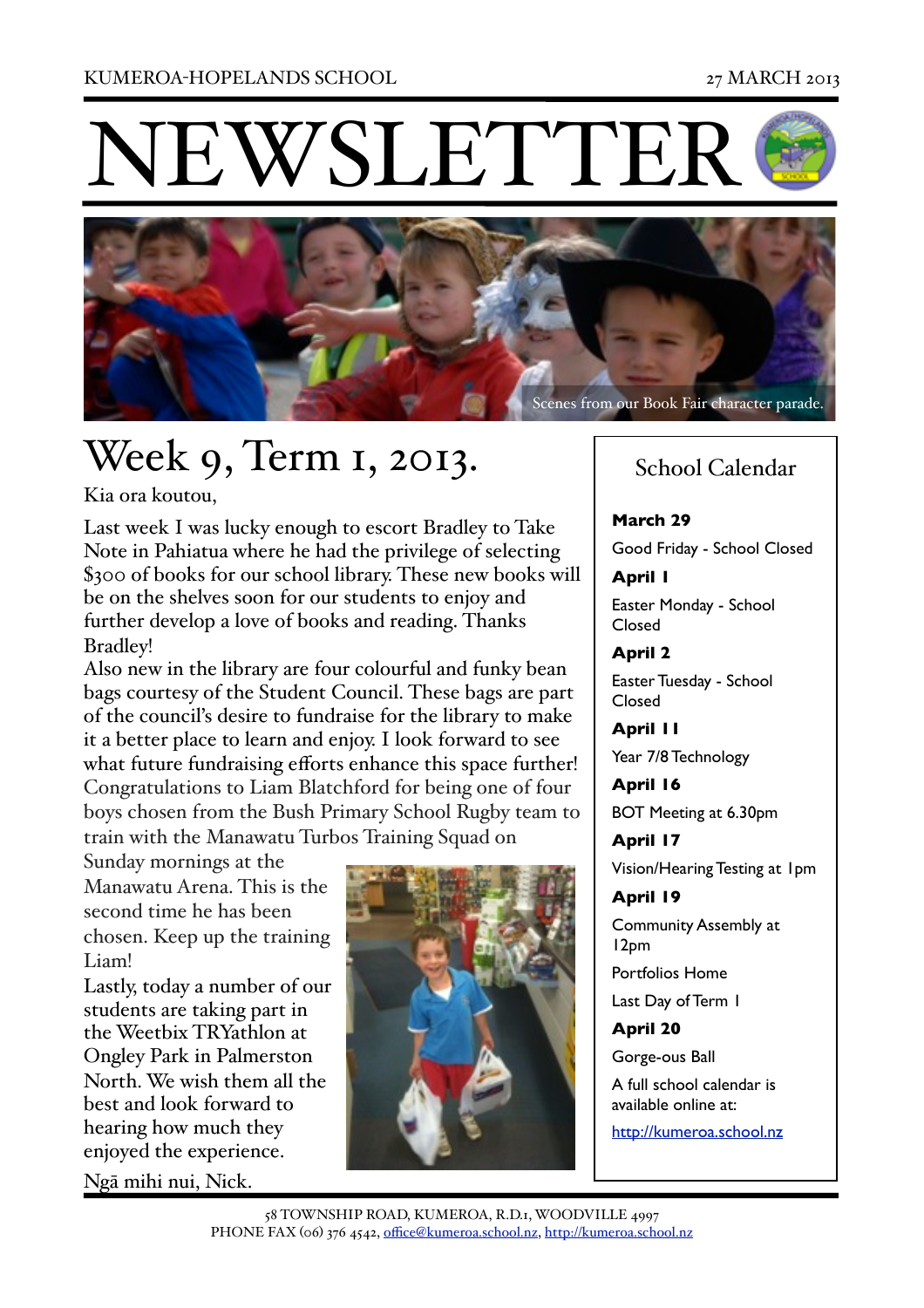KUMEROA-HOPELANDS SCHOOL

27 MARCH 2013

# NEWSLETTER

Scenes from our Book Fair character parade.

## Week 9, Term 1, 2013.

Kia ora koutou,

Last week I was lucky enough to escort Bradley to Take Note in Pahiatua where he had the privilege of selecting $300 of books for our school library. These new books will be on the shelves soon for our students to enjoy and further develop a love of books and reading. Thanks Bradley!

Also new in the library are four colourful and funky bean bags courtesy of the Student Council. These bags are part of the council's desire to fundraise for the library to make it a better place to learn and enjoy. I look forward to see what future fundraising efforts enhance this space further!

Congratulations to Liam Blatchford for being one of four boys chosen from the Bush Primary School Rugby team to train with the Manawatu Turbos Training Squad on Sunday mornings at the Manawatu Arena. This is the second time he has been chosen. Keep up the training Liam!

Lastly, today a number of our students are taking part in the Weetbix TRYathlon at Ongley Park in Palmerston North. We wish them all the best and look forward to hearing how much they enjoyed the experience.

Ngā mihi nui, Nick.

### School Calendar

**March 29**

Good Friday - School Closed

**April 1**

Easter Monday - School Closed

**April 2**

Easter Tuesday - School Closed

**April 11**

Year 7/8 Technology

**April 16**

BOT Meeting at 6.30pm

**April 17**

Vision/Hearing Testing at 1pm

**April 19**

Community Assembly at 12pm

Portfolios Home

Last Day of Term 1

**April 20**

Gorge-ous Ball

A full school calendar is available online at:

http://kumeroa.school.nz

58 TOWNSHIP ROAD, KUMEROA, R.D.1, WOODVILLE 4997
PHONE FAX (06) 376 4542, office@kumeroa.school.nz, http://kumeroa.school.nz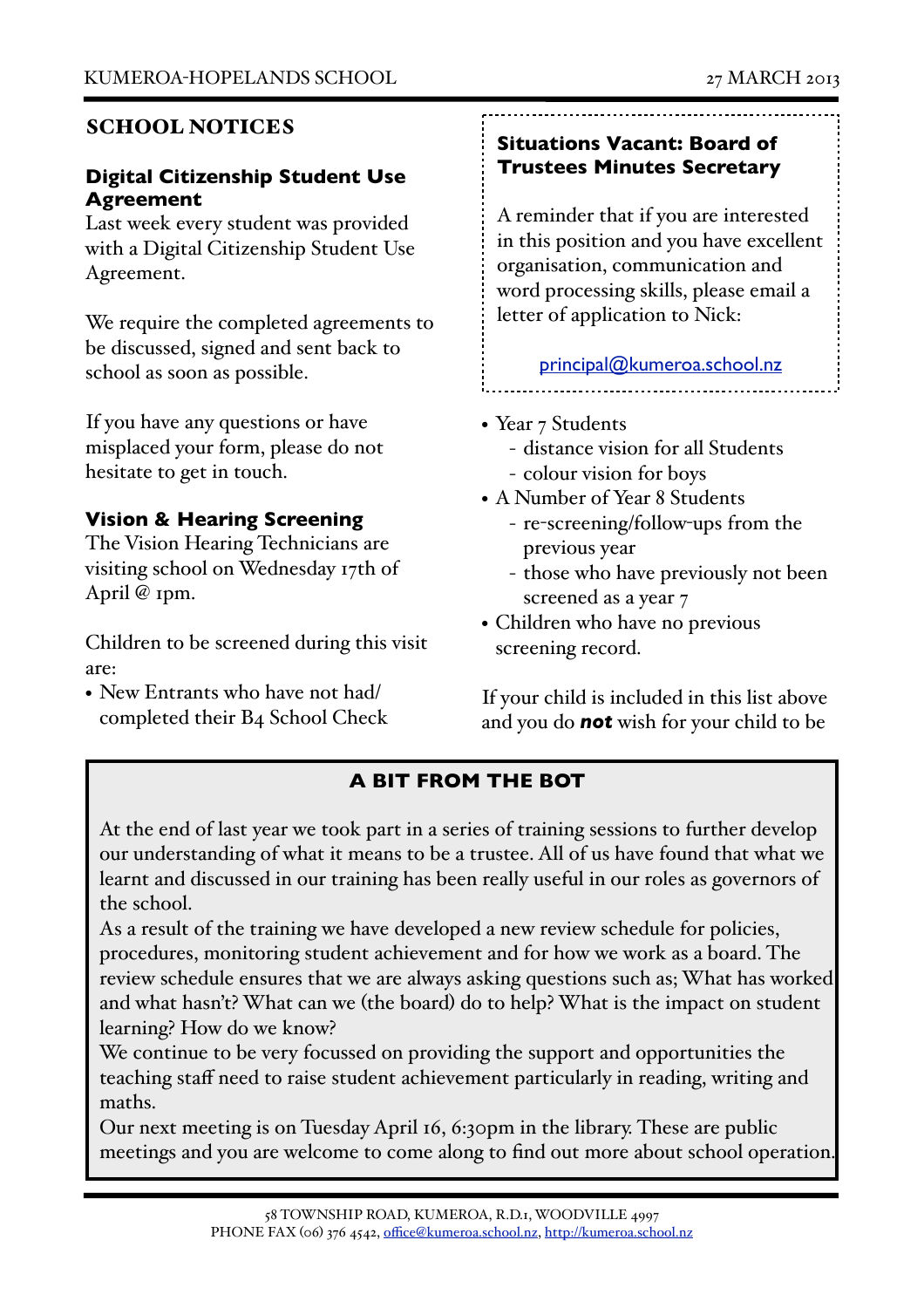## SCHOOL NOTICES

### Digital Citizenship Student Use Agreement

Last week every student was provided with a Digital Citizenship Student Use Agreement.

We require the completed agreements to be discussed, signed and sent back to school as soon as possible.

If you have any questions or have misplaced your form, please do not hesitate to get in touch.

### Vision & Hearing Screening

The Vision Hearing Technicians are visiting school on Wednesday 17th of April @ 1pm.

Children to be screened during this visit are:

- New Entrants who have not had/completed their B4 School Check
- Year 7 Students
  - distance vision for all Students
  - colour vision for boys
- A Number of Year 8 Students
  - re-screening/follow-ups from the previous year
  - those who have previously not been screened as a year 7
- Children who have no previous screening record.

If your child is included in this list above and you do ***not*** wish for your child to be

### Situations Vacant: Board of Trustees Minutes Secretary

A reminder that if you are interested in this position and you have excellent organisation, communication and word processing skills, please email a letter of application to Nick:

principal@kumeroa.school.nz

## A BIT FROM THE BOT

At the end of last year we took part in a series of training sessions to further develop our understanding of what it means to be a trustee. All of us have found that what we learnt and discussed in our training has been really useful in our roles as governors of the school.

As a result of the training we have developed a new review schedule for policies, procedures, monitoring student achievement and for how we work as a board. The review schedule ensures that we are always asking questions such as; What has worked and what hasn't? What can we (the board) do to help? What is the impact on student learning? How do we know?

We continue to be very focussed on providing the support and opportunities the teaching staff need to raise student achievement particularly in reading, writing and maths.

Our next meeting is on Tuesday April 16, 6:30pm in the library. These are public meetings and you are welcome to come along to find out more about school operation.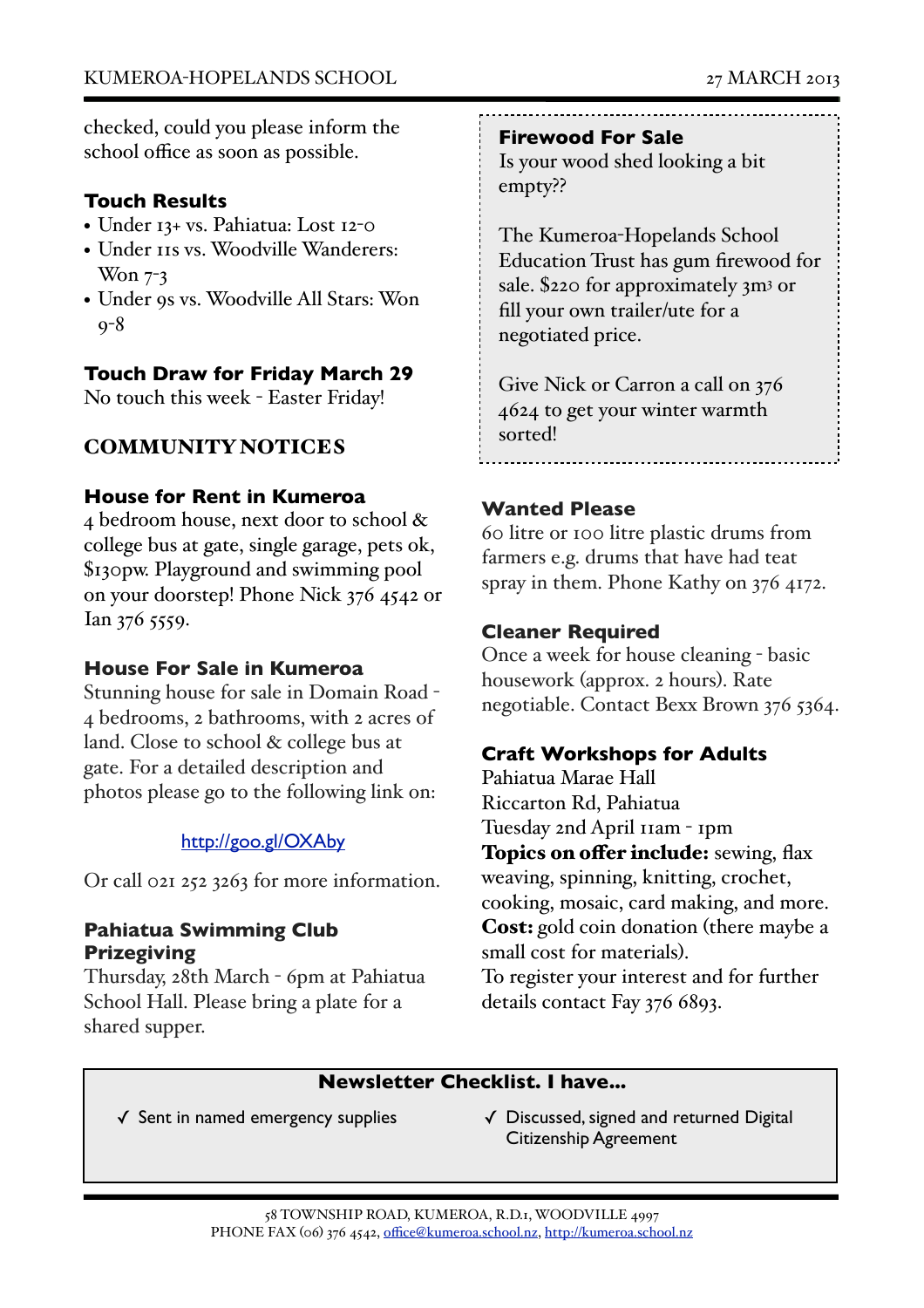checked, could you please inform the school office as soon as possible.

### Touch Results

- Under 13+ vs. Pahiatua: Lost 12-0
- Under 11s vs. Woodville Wanderers: Won 7-3
- Under 9s vs. Woodville All Stars: Won 9-8

### Touch Draw for Friday March 29

No touch this week - Easter Friday!

## COMMUNITY NOTICES

### House for Rent in Kumeroa

4 bedroom house, next door to school & college bus at gate, single garage, pets ok, $130pw. Playground and swimming pool on your doorstep! Phone Nick 376 4542 or Ian 376 5559.

### House For Sale in Kumeroa

Stunning house for sale in Domain Road - 4 bedrooms, 2 bathrooms, with 2 acres of land. Close to school & college bus at gate. For a detailed description and photos please go to the following link on:

http://goo.gl/OXAby

Or call 021 252 3263 for more information.

### Pahiatua Swimming Club Prizegiving

Thursday, 28th March - 6pm at Pahiatua School Hall. Please bring a plate for a shared supper.

### Firewood For Sale

Is your wood shed looking a bit empty??

The Kumeroa-Hopelands School Education Trust has gum firewood for sale. $220 for approximately 3m$^3$ or fill your own trailer/ute for a negotiated price.

Give Nick or Carron a call on 376 4624 to get your winter warmth sorted!

### Wanted Please

60 litre or 100 litre plastic drums from farmers e.g. drums that have had teat spray in them. Phone Kathy on 376 4172.

### Cleaner Required

Once a week for house cleaning - basic housework (approx. 2 hours). Rate negotiable. Contact Bexx Brown 376 5364.

### Craft Workshops for Adults

Pahiatua Marae Hall
Riccarton Rd, Pahiatua
Tuesday 2nd April 11am - 1pm
**Topics on offer include:** sewing, flax weaving, spinning, knitting, crochet, cooking, mosaic, card making, and more.
**Cost:** gold coin donation (there maybe a small cost for materials).
To register your interest and for further details contact Fay 376 6893.

### Newsletter Checklist. I have...

- ✓ Sent in named emergency supplies
- ✓ Discussed, signed and returned Digital Citizenship Agreement

58 TOWNSHIP ROAD, KUMEROA, R.D.1, WOODVILLE 4997
PHONE FAX (06) 376 4542, office@kumeroa.school.nz, http://kumeroa.school.nz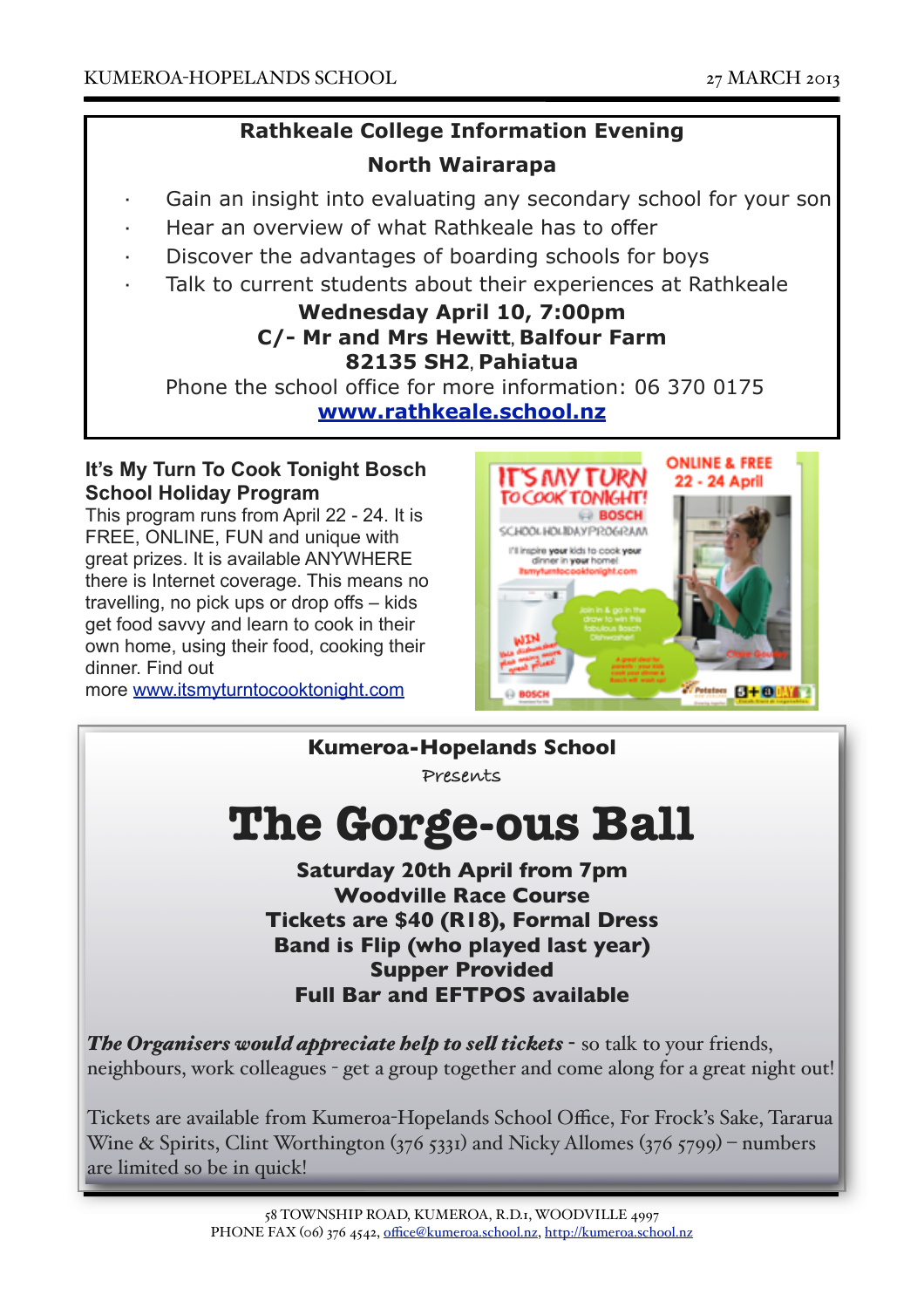## Rathkeale College Information Evening

## North Wairarapa

- Gain an insight into evaluating any secondary school for your son
- Hear an overview of what Rathkeale has to offer
- Discover the advantages of boarding schools for boys
- Talk to current students about their experiences at Rathkeale

**Wednesday April 10, 7:00pm**
**C/- Mr and Mrs Hewitt, Balfour Farm**
**82135 SH2, Pahiatua**

Phone the school office for more information: 06 370 0175

**www.rathkeale.school.nz**

### It's My Turn To Cook Tonight Bosch School Holiday Program

This program runs from April 22 - 24. It is FREE, ONLINE, FUN and unique with great prizes. It is available ANYWHERE there is Internet coverage. This means no travelling, no pick ups or drop offs – kids get food savvy and learn to cook in their own home, using their food, cooking their dinner. Find out more www.itsmyturntocooktonight.com

IT'S MY TURN TO COOK TONIGHT!
BOSCH
SCHOOL HOLIDAY PROGRAM
ONLINE & FREE
22 - 24 April

**Kumeroa-Hopelands School**

Presents

# The Gorge-ous Ball

**Saturday 20th April from 7pm**
**Woodville Race Course**
**Tickets are $40 (R18), Formal Dress**
**Band is Flip (who played last year)**
**Supper Provided**
**Full Bar and EFTPOS available**

***The Organisers would appreciate help to sell tickets*** - so talk to your friends, neighbours, work colleagues - get a group together and come along for a great night out!

Tickets are available from Kumeroa-Hopelands School Office, For Frock's Sake, Tararua Wine & Spirits, Clint Worthington (376 5331) and Nicky Allomes (376 5799) – numbers are limited so be in quick!